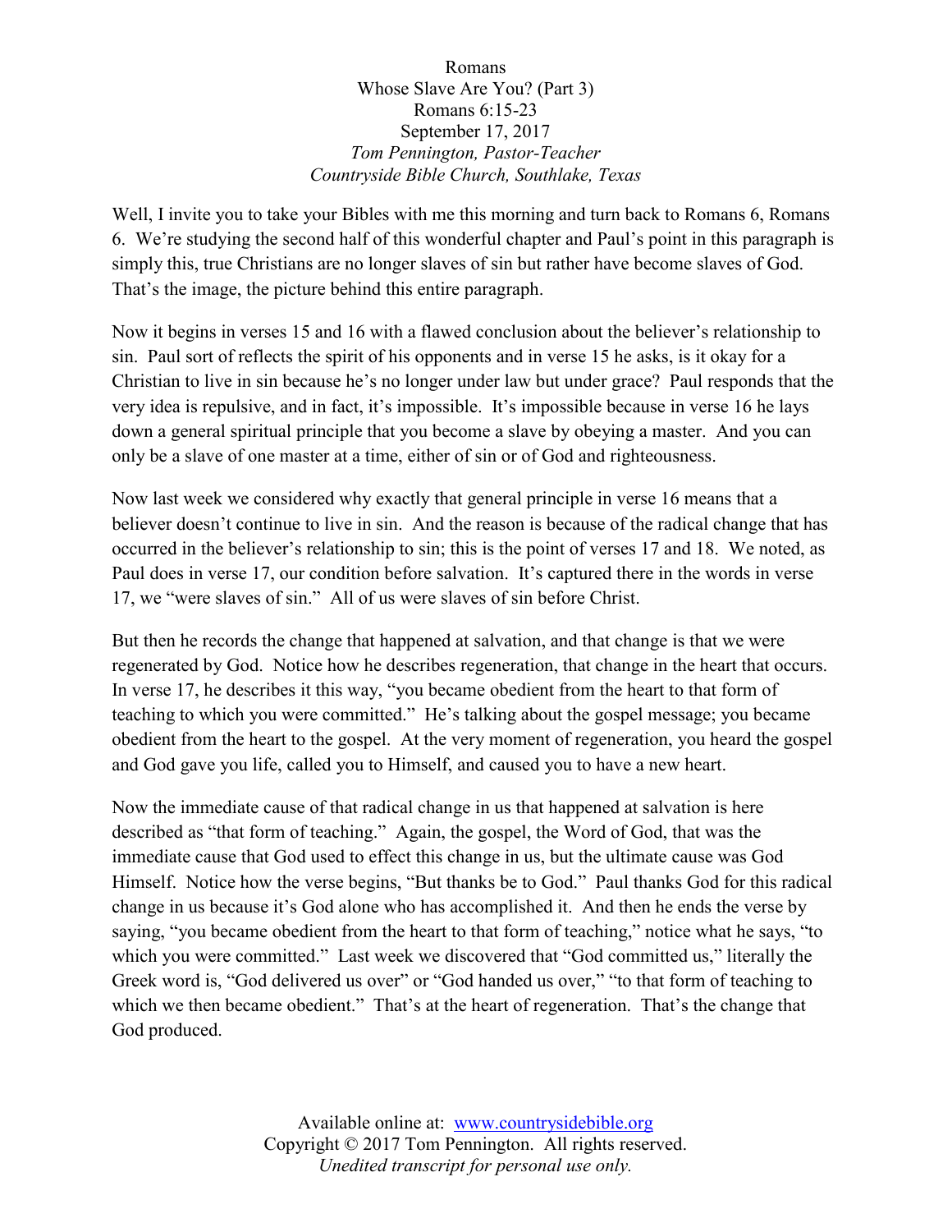Romans
Whose Slave Are You? (Part 3)
Romans 6:15-23
September 17, 2017
*Tom Pennington, Pastor-Teacher*
*Countryside Bible Church, Southlake, Texas*

Well, I invite you to take your Bibles with me this morning and turn back to Romans 6, Romans 6. We're studying the second half of this wonderful chapter and Paul's point in this paragraph is simply this, true Christians are no longer slaves of sin but rather have become slaves of God. That's the image, the picture behind this entire paragraph.

Now it begins in verses 15 and 16 with a flawed conclusion about the believer's relationship to sin. Paul sort of reflects the spirit of his opponents and in verse 15 he asks, is it okay for a Christian to live in sin because he's no longer under law but under grace? Paul responds that the very idea is repulsive, and in fact, it's impossible. It's impossible because in verse 16 he lays down a general spiritual principle that you become a slave by obeying a master. And you can only be a slave of one master at a time, either of sin or of God and righteousness.

Now last week we considered why exactly that general principle in verse 16 means that a believer doesn't continue to live in sin. And the reason is because of the radical change that has occurred in the believer's relationship to sin; this is the point of verses 17 and 18. We noted, as Paul does in verse 17, our condition before salvation. It's captured there in the words in verse 17, we "were slaves of sin." All of us were slaves of sin before Christ.

But then he records the change that happened at salvation, and that change is that we were regenerated by God. Notice how he describes regeneration, that change in the heart that occurs. In verse 17, he describes it this way, "you became obedient from the heart to that form of teaching to which you were committed." He's talking about the gospel message; you became obedient from the heart to the gospel. At the very moment of regeneration, you heard the gospel and God gave you life, called you to Himself, and caused you to have a new heart.

Now the immediate cause of that radical change in us that happened at salvation is here described as "that form of teaching." Again, the gospel, the Word of God, that was the immediate cause that God used to effect this change in us, but the ultimate cause was God Himself. Notice how the verse begins, "But thanks be to God." Paul thanks God for this radical change in us because it's God alone who has accomplished it. And then he ends the verse by saying, "you became obedient from the heart to that form of teaching," notice what he says, "to which you were committed." Last week we discovered that "God committed us," literally the Greek word is, "God delivered us over" or "God handed us over," "to that form of teaching to which we then became obedient." That's at the heart of regeneration. That's the change that God produced.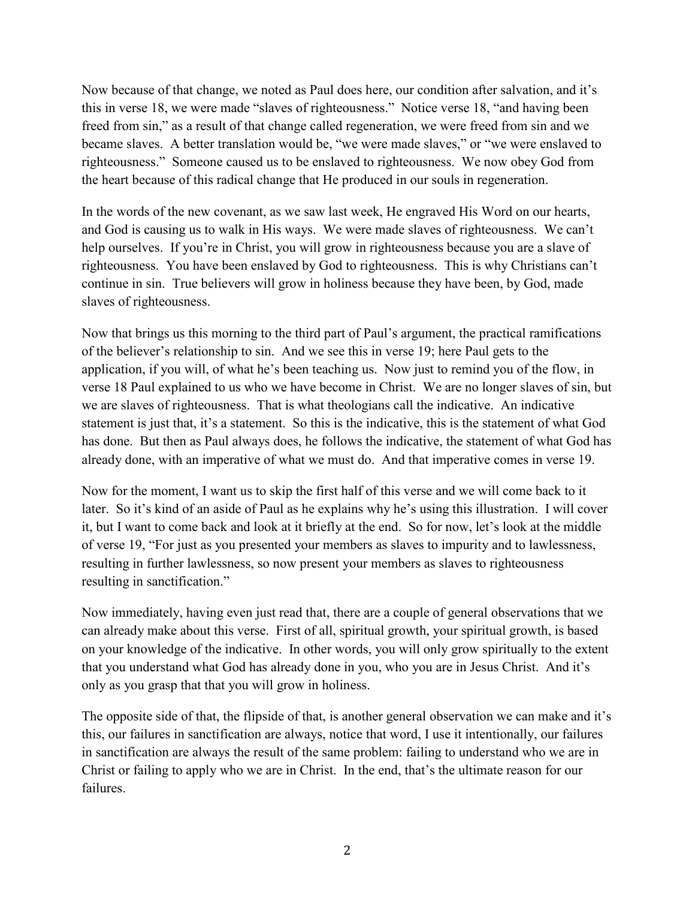Now because of that change, we noted as Paul does here, our condition after salvation, and it's this in verse 18, we were made "slaves of righteousness." Notice verse 18, "and having been freed from sin," as a result of that change called regeneration, we were freed from sin and we became slaves. A better translation would be, "we were made slaves," or "we were enslaved to righteousness." Someone caused us to be enslaved to righteousness. We now obey God from the heart because of this radical change that He produced in our souls in regeneration.

In the words of the new covenant, as we saw last week, He engraved His Word on our hearts, and God is causing us to walk in His ways. We were made slaves of righteousness. We can't help ourselves. If you're in Christ, you will grow in righteousness because you are a slave of righteousness. You have been enslaved by God to righteousness. This is why Christians can't continue in sin. True believers will grow in holiness because they have been, by God, made slaves of righteousness.

Now that brings us this morning to the third part of Paul's argument, the practical ramifications of the believer's relationship to sin. And we see this in verse 19; here Paul gets to the application, if you will, of what he's been teaching us. Now just to remind you of the flow, in verse 18 Paul explained to us who we have become in Christ. We are no longer slaves of sin, but we are slaves of righteousness. That is what theologians call the indicative. An indicative statement is just that, it's a statement. So this is the indicative, this is the statement of what God has done. But then as Paul always does, he follows the indicative, the statement of what God has already done, with an imperative of what we must do. And that imperative comes in verse 19.

Now for the moment, I want us to skip the first half of this verse and we will come back to it later. So it's kind of an aside of Paul as he explains why he's using this illustration. I will cover it, but I want to come back and look at it briefly at the end. So for now, let's look at the middle of verse 19, "For just as you presented your members as slaves to impurity and to lawlessness, resulting in further lawlessness, so now present your members as slaves to righteousness resulting in sanctification."

Now immediately, having even just read that, there are a couple of general observations that we can already make about this verse. First of all, spiritual growth, your spiritual growth, is based on your knowledge of the indicative. In other words, you will only grow spiritually to the extent that you understand what God has already done in you, who you are in Jesus Christ. And it's only as you grasp that that you will grow in holiness.

The opposite side of that, the flipside of that, is another general observation we can make and it's this, our failures in sanctification are always, notice that word, I use it intentionally, our failures in sanctification are always the result of the same problem: failing to understand who we are in Christ or failing to apply who we are in Christ. In the end, that's the ultimate reason for our failures.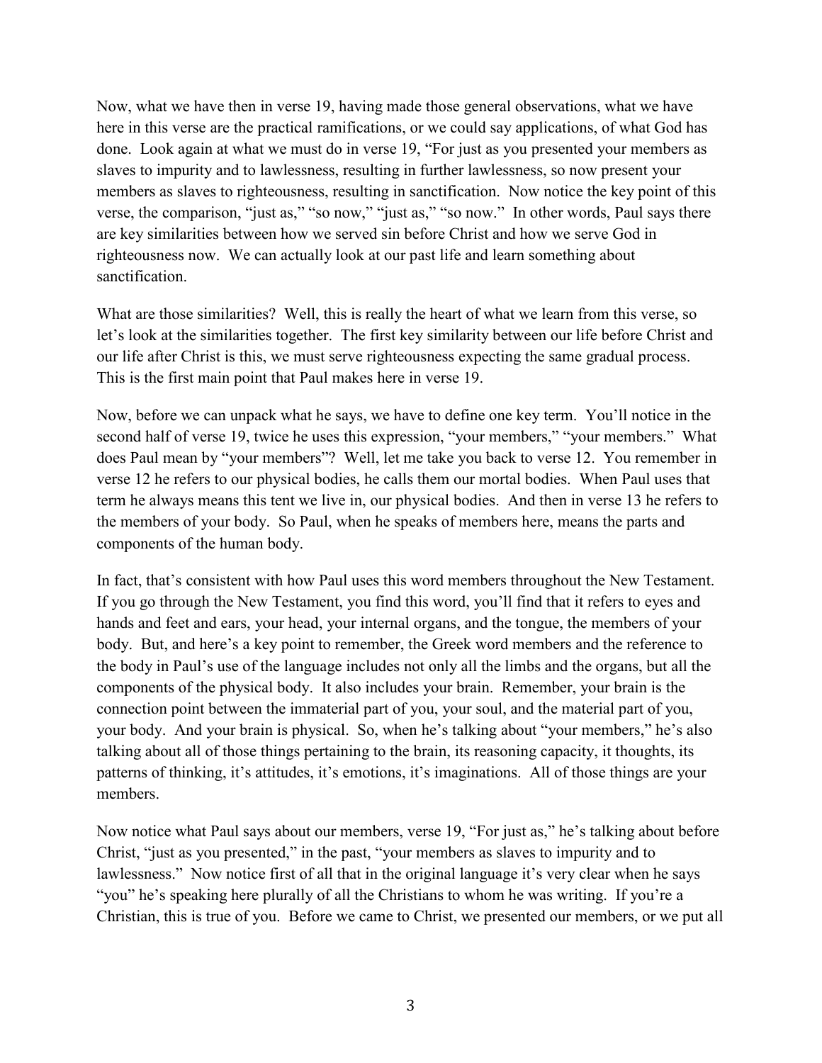Now, what we have then in verse 19, having made those general observations, what we have here in this verse are the practical ramifications, or we could say applications, of what God has done. Look again at what we must do in verse 19, "For just as you presented your members as slaves to impurity and to lawlessness, resulting in further lawlessness, so now present your members as slaves to righteousness, resulting in sanctification. Now notice the key point of this verse, the comparison, "just as," "so now," "just as," "so now." In other words, Paul says there are key similarities between how we served sin before Christ and how we serve God in righteousness now. We can actually look at our past life and learn something about sanctification.

What are those similarities? Well, this is really the heart of what we learn from this verse, so let's look at the similarities together. The first key similarity between our life before Christ and our life after Christ is this, we must serve righteousness expecting the same gradual process. This is the first main point that Paul makes here in verse 19.

Now, before we can unpack what he says, we have to define one key term. You'll notice in the second half of verse 19, twice he uses this expression, "your members," "your members." What does Paul mean by "your members"? Well, let me take you back to verse 12. You remember in verse 12 he refers to our physical bodies, he calls them our mortal bodies. When Paul uses that term he always means this tent we live in, our physical bodies. And then in verse 13 he refers to the members of your body. So Paul, when he speaks of members here, means the parts and components of the human body.

In fact, that's consistent with how Paul uses this word members throughout the New Testament. If you go through the New Testament, you find this word, you'll find that it refers to eyes and hands and feet and ears, your head, your internal organs, and the tongue, the members of your body. But, and here's a key point to remember, the Greek word members and the reference to the body in Paul's use of the language includes not only all the limbs and the organs, but all the components of the physical body. It also includes your brain. Remember, your brain is the connection point between the immaterial part of you, your soul, and the material part of you, your body. And your brain is physical. So, when he's talking about "your members," he's also talking about all of those things pertaining to the brain, its reasoning capacity, it thoughts, its patterns of thinking, it's attitudes, it's emotions, it's imaginations. All of those things are your members.

Now notice what Paul says about our members, verse 19, "For just as," he's talking about before Christ, "just as you presented," in the past, "your members as slaves to impurity and to lawlessness." Now notice first of all that in the original language it's very clear when he says "you" he's speaking here plurally of all the Christians to whom he was writing. If you're a Christian, this is true of you. Before we came to Christ, we presented our members, or we put all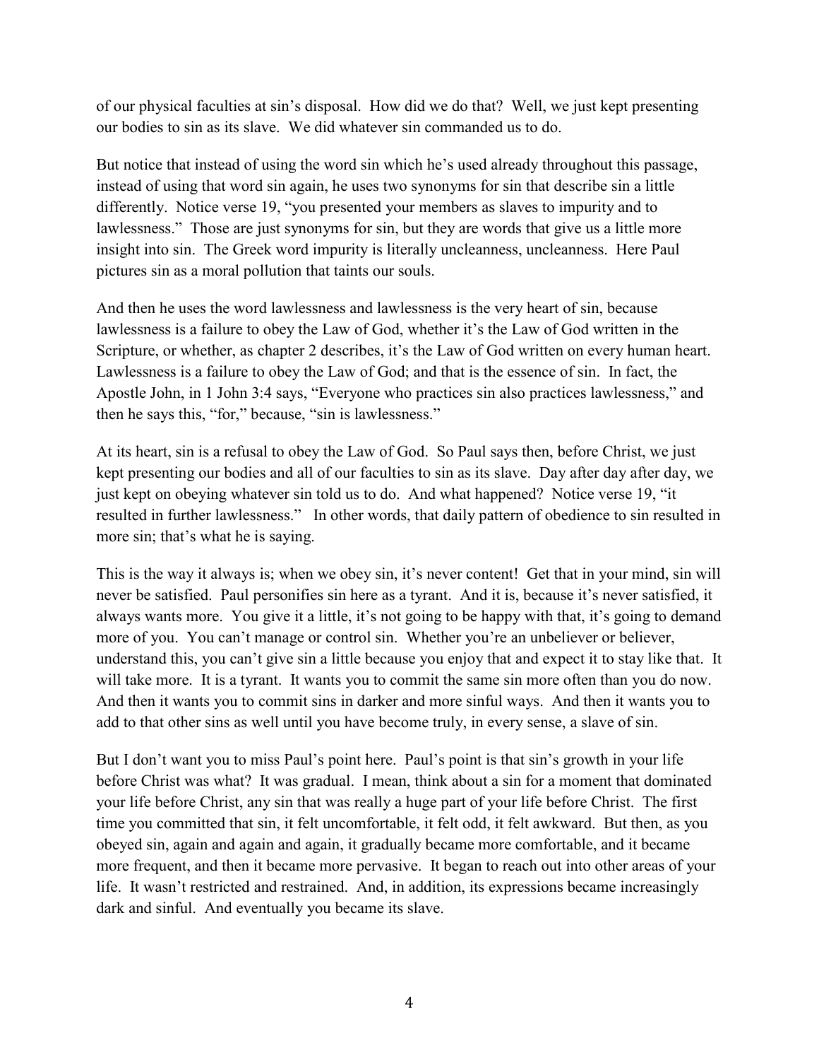of our physical faculties at sin's disposal. How did we do that? Well, we just kept presenting our bodies to sin as its slave. We did whatever sin commanded us to do.

But notice that instead of using the word sin which he's used already throughout this passage, instead of using that word sin again, he uses two synonyms for sin that describe sin a little differently. Notice verse 19, "you presented your members as slaves to impurity and to lawlessness." Those are just synonyms for sin, but they are words that give us a little more insight into sin. The Greek word impurity is literally uncleanness, uncleanness. Here Paul pictures sin as a moral pollution that taints our souls.

And then he uses the word lawlessness and lawlessness is the very heart of sin, because lawlessness is a failure to obey the Law of God, whether it's the Law of God written in the Scripture, or whether, as chapter 2 describes, it's the Law of God written on every human heart. Lawlessness is a failure to obey the Law of God; and that is the essence of sin. In fact, the Apostle John, in 1 John 3:4 says, "Everyone who practices sin also practices lawlessness," and then he says this, "for," because, "sin is lawlessness."

At its heart, sin is a refusal to obey the Law of God. So Paul says then, before Christ, we just kept presenting our bodies and all of our faculties to sin as its slave. Day after day after day, we just kept on obeying whatever sin told us to do. And what happened? Notice verse 19, "it resulted in further lawlessness." In other words, that daily pattern of obedience to sin resulted in more sin; that's what he is saying.

This is the way it always is; when we obey sin, it's never content! Get that in your mind, sin will never be satisfied. Paul personifies sin here as a tyrant. And it is, because it's never satisfied, it always wants more. You give it a little, it's not going to be happy with that, it's going to demand more of you. You can't manage or control sin. Whether you're an unbeliever or believer, understand this, you can't give sin a little because you enjoy that and expect it to stay like that. It will take more. It is a tyrant. It wants you to commit the same sin more often than you do now. And then it wants you to commit sins in darker and more sinful ways. And then it wants you to add to that other sins as well until you have become truly, in every sense, a slave of sin.

But I don't want you to miss Paul's point here. Paul's point is that sin's growth in your life before Christ was what? It was gradual. I mean, think about a sin for a moment that dominated your life before Christ, any sin that was really a huge part of your life before Christ. The first time you committed that sin, it felt uncomfortable, it felt odd, it felt awkward. But then, as you obeyed sin, again and again and again, it gradually became more comfortable, and it became more frequent, and then it became more pervasive. It began to reach out into other areas of your life. It wasn't restricted and restrained. And, in addition, its expressions became increasingly dark and sinful. And eventually you became its slave.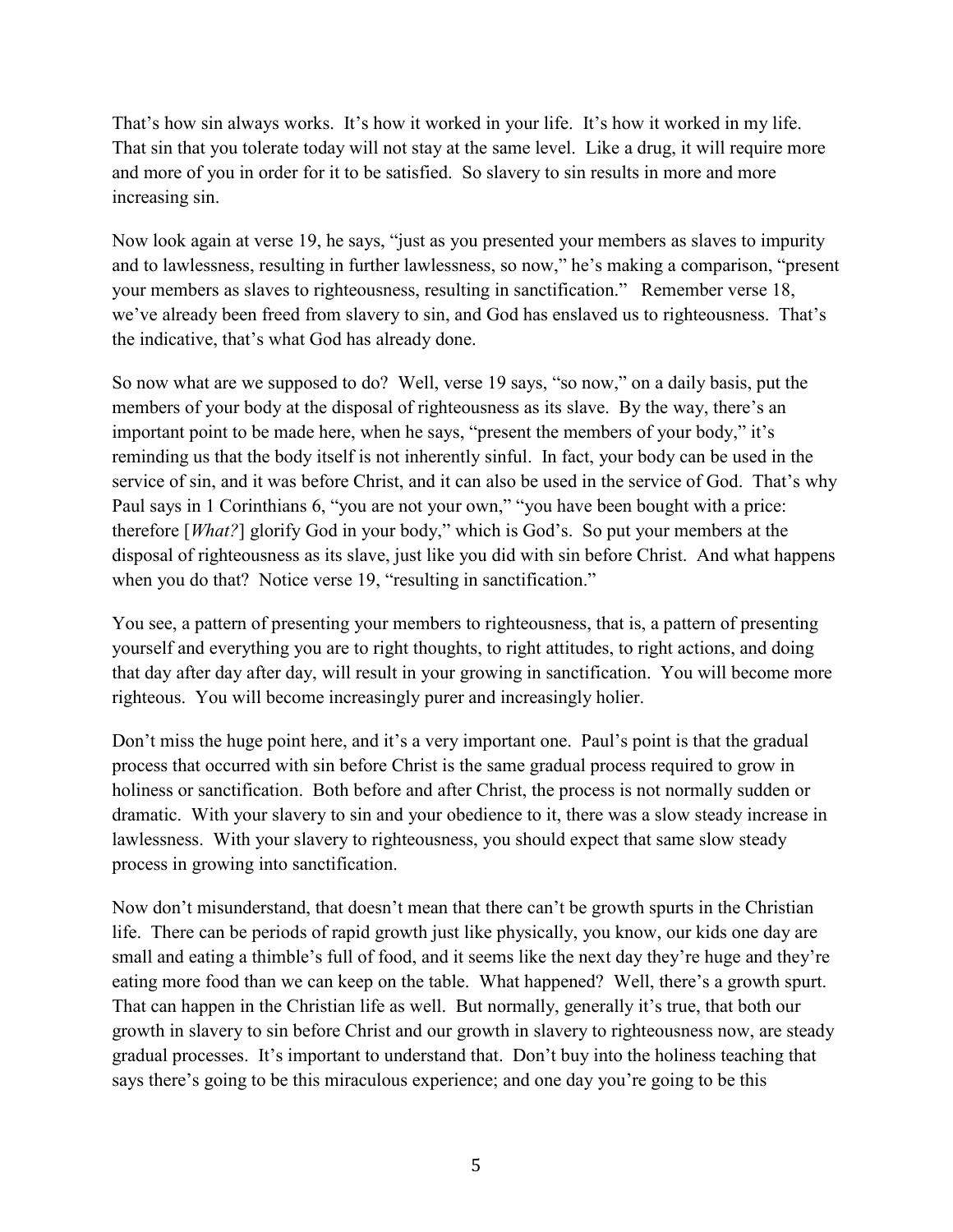That's how sin always works. It's how it worked in your life. It's how it worked in my life. That sin that you tolerate today will not stay at the same level. Like a drug, it will require more and more of you in order for it to be satisfied. So slavery to sin results in more and more increasing sin.

Now look again at verse 19, he says, "just as you presented your members as slaves to impurity and to lawlessness, resulting in further lawlessness, so now," he's making a comparison, "present your members as slaves to righteousness, resulting in sanctification." Remember verse 18, we've already been freed from slavery to sin, and God has enslaved us to righteousness. That's the indicative, that's what God has already done.

So now what are we supposed to do? Well, verse 19 says, "so now," on a daily basis, put the members of your body at the disposal of righteousness as its slave. By the way, there's an important point to be made here, when he says, "present the members of your body," it's reminding us that the body itself is not inherently sinful. In fact, your body can be used in the service of sin, and it was before Christ, and it can also be used in the service of God. That's why Paul says in 1 Corinthians 6, "you are not your own," "you have been bought with a price: therefore [*What?*] glorify God in your body," which is God's. So put your members at the disposal of righteousness as its slave, just like you did with sin before Christ. And what happens when you do that? Notice verse 19, "resulting in sanctification."

You see, a pattern of presenting your members to righteousness, that is, a pattern of presenting yourself and everything you are to right thoughts, to right attitudes, to right actions, and doing that day after day after day, will result in your growing in sanctification. You will become more righteous. You will become increasingly purer and increasingly holier.

Don't miss the huge point here, and it's a very important one. Paul's point is that the gradual process that occurred with sin before Christ is the same gradual process required to grow in holiness or sanctification. Both before and after Christ, the process is not normally sudden or dramatic. With your slavery to sin and your obedience to it, there was a slow steady increase in lawlessness. With your slavery to righteousness, you should expect that same slow steady process in growing into sanctification.

Now don't misunderstand, that doesn't mean that there can't be growth spurts in the Christian life. There can be periods of rapid growth just like physically, you know, our kids one day are small and eating a thimble's full of food, and it seems like the next day they're huge and they're eating more food than we can keep on the table. What happened? Well, there's a growth spurt. That can happen in the Christian life as well. But normally, generally it's true, that both our growth in slavery to sin before Christ and our growth in slavery to righteousness now, are steady gradual processes. It's important to understand that. Don't buy into the holiness teaching that says there's going to be this miraculous experience; and one day you're going to be this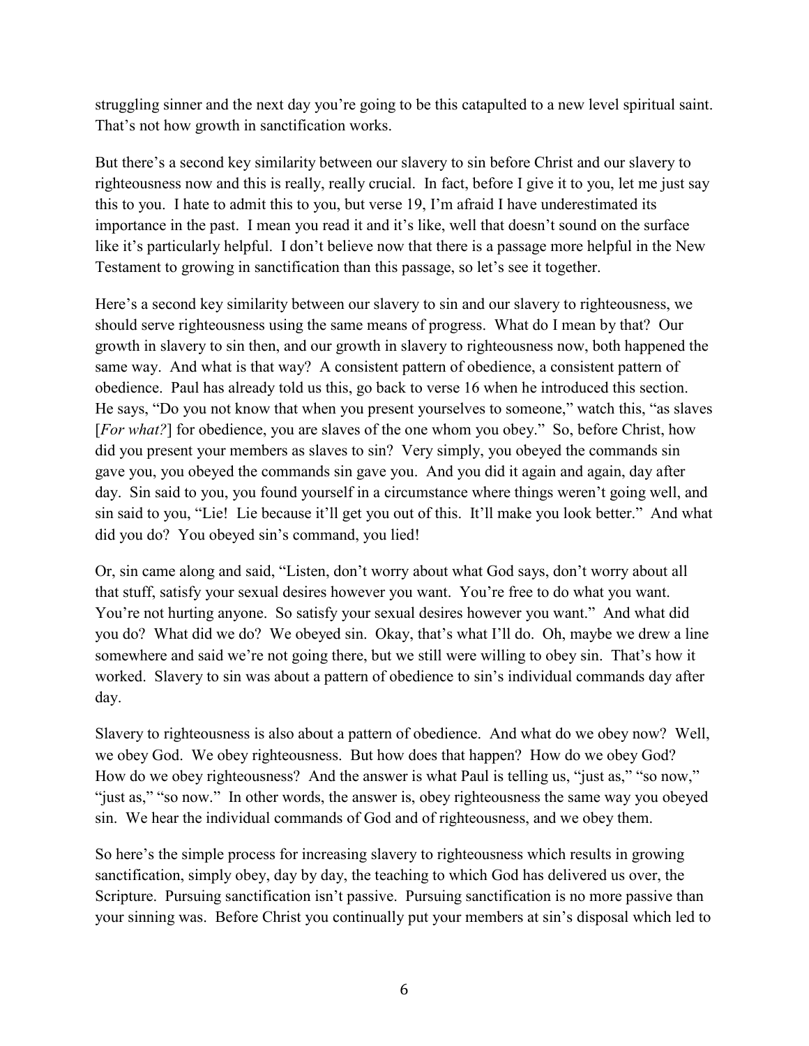struggling sinner and the next day you're going to be this catapulted to a new level spiritual saint. That's not how growth in sanctification works.

But there's a second key similarity between our slavery to sin before Christ and our slavery to righteousness now and this is really, really crucial. In fact, before I give it to you, let me just say this to you. I hate to admit this to you, but verse 19, I'm afraid I have underestimated its importance in the past. I mean you read it and it's like, well that doesn't sound on the surface like it's particularly helpful. I don't believe now that there is a passage more helpful in the New Testament to growing in sanctification than this passage, so let's see it together.

Here's a second key similarity between our slavery to sin and our slavery to righteousness, we should serve righteousness using the same means of progress. What do I mean by that? Our growth in slavery to sin then, and our growth in slavery to righteousness now, both happened the same way. And what is that way? A consistent pattern of obedience, a consistent pattern of obedience. Paul has already told us this, go back to verse 16 when he introduced this section. He says, "Do you not know that when you present yourselves to someone," watch this, "as slaves [*For what?*] for obedience, you are slaves of the one whom you obey." So, before Christ, how did you present your members as slaves to sin? Very simply, you obeyed the commands sin gave you, you obeyed the commands sin gave you. And you did it again and again, day after day. Sin said to you, you found yourself in a circumstance where things weren't going well, and sin said to you, "Lie! Lie because it'll get you out of this. It'll make you look better." And what did you do? You obeyed sin's command, you lied!

Or, sin came along and said, "Listen, don't worry about what God says, don't worry about all that stuff, satisfy your sexual desires however you want. You're free to do what you want. You're not hurting anyone. So satisfy your sexual desires however you want." And what did you do? What did we do? We obeyed sin. Okay, that's what I'll do. Oh, maybe we drew a line somewhere and said we're not going there, but we still were willing to obey sin. That's how it worked. Slavery to sin was about a pattern of obedience to sin's individual commands day after day.

Slavery to righteousness is also about a pattern of obedience. And what do we obey now? Well, we obey God. We obey righteousness. But how does that happen? How do we obey God? How do we obey righteousness? And the answer is what Paul is telling us, "just as," "so now," "just as," "so now." In other words, the answer is, obey righteousness the same way you obeyed sin. We hear the individual commands of God and of righteousness, and we obey them.

So here's the simple process for increasing slavery to righteousness which results in growing sanctification, simply obey, day by day, the teaching to which God has delivered us over, the Scripture. Pursuing sanctification isn't passive. Pursuing sanctification is no more passive than your sinning was. Before Christ you continually put your members at sin's disposal which led to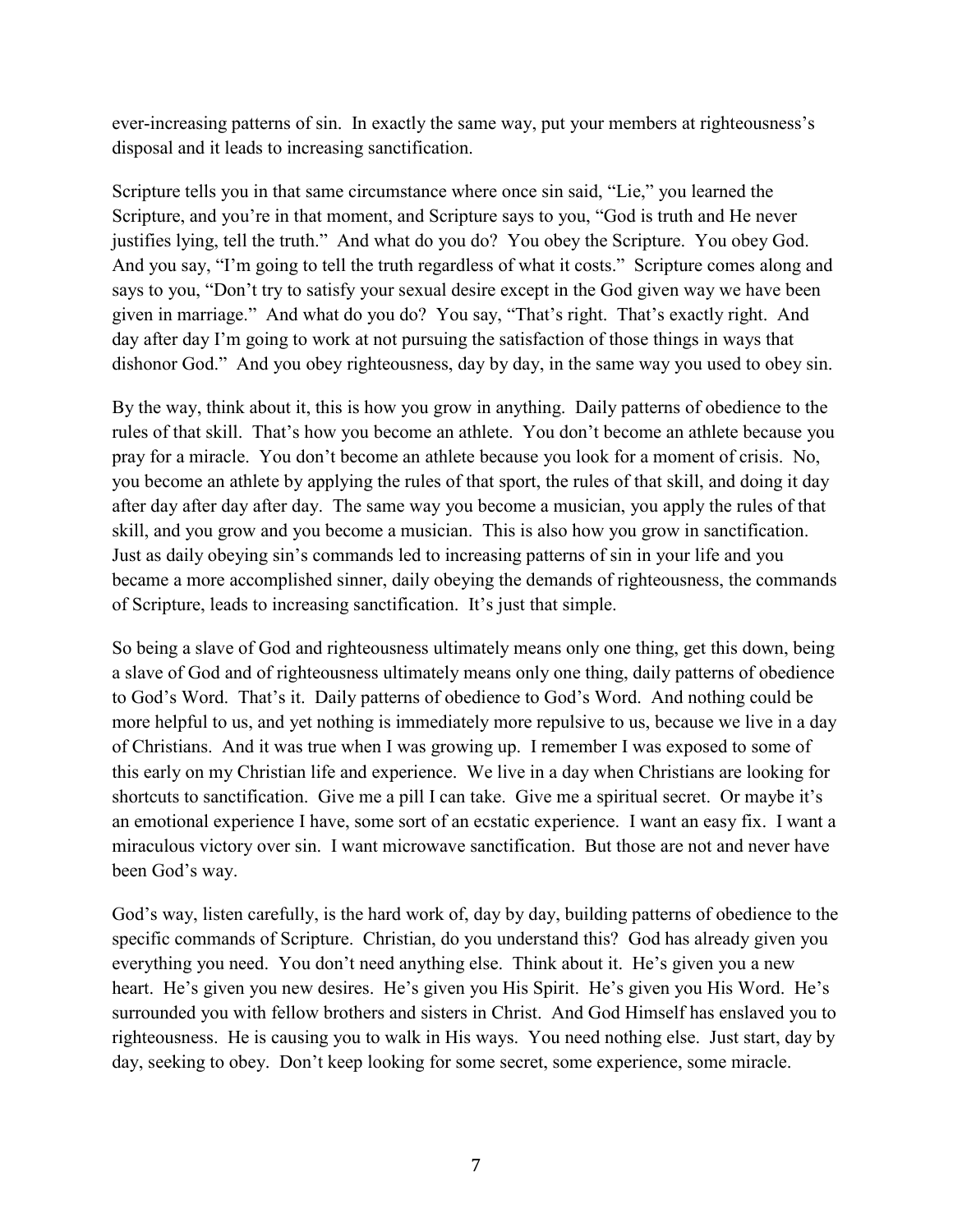ever-increasing patterns of sin. In exactly the same way, put your members at righteousness's disposal and it leads to increasing sanctification.

Scripture tells you in that same circumstance where once sin said, "Lie," you learned the Scripture, and you're in that moment, and Scripture says to you, "God is truth and He never justifies lying, tell the truth." And what do you do? You obey the Scripture. You obey God. And you say, "I'm going to tell the truth regardless of what it costs." Scripture comes along and says to you, "Don't try to satisfy your sexual desire except in the God given way we have been given in marriage." And what do you do? You say, "That's right. That's exactly right. And day after day I'm going to work at not pursuing the satisfaction of those things in ways that dishonor God." And you obey righteousness, day by day, in the same way you used to obey sin.

By the way, think about it, this is how you grow in anything. Daily patterns of obedience to the rules of that skill. That's how you become an athlete. You don't become an athlete because you pray for a miracle. You don't become an athlete because you look for a moment of crisis. No, you become an athlete by applying the rules of that sport, the rules of that skill, and doing it day after day after day after day. The same way you become a musician, you apply the rules of that skill, and you grow and you become a musician. This is also how you grow in sanctification. Just as daily obeying sin's commands led to increasing patterns of sin in your life and you became a more accomplished sinner, daily obeying the demands of righteousness, the commands of Scripture, leads to increasing sanctification. It's just that simple.

So being a slave of God and righteousness ultimately means only one thing, get this down, being a slave of God and of righteousness ultimately means only one thing, daily patterns of obedience to God's Word. That's it. Daily patterns of obedience to God's Word. And nothing could be more helpful to us, and yet nothing is immediately more repulsive to us, because we live in a day of Christians. And it was true when I was growing up. I remember I was exposed to some of this early on my Christian life and experience. We live in a day when Christians are looking for shortcuts to sanctification. Give me a pill I can take. Give me a spiritual secret. Or maybe it's an emotional experience I have, some sort of an ecstatic experience. I want an easy fix. I want a miraculous victory over sin. I want microwave sanctification. But those are not and never have been God's way.

God's way, listen carefully, is the hard work of, day by day, building patterns of obedience to the specific commands of Scripture. Christian, do you understand this? God has already given you everything you need. You don't need anything else. Think about it. He's given you a new heart. He's given you new desires. He's given you His Spirit. He's given you His Word. He's surrounded you with fellow brothers and sisters in Christ. And God Himself has enslaved you to righteousness. He is causing you to walk in His ways. You need nothing else. Just start, day by day, seeking to obey. Don't keep looking for some secret, some experience, some miracle.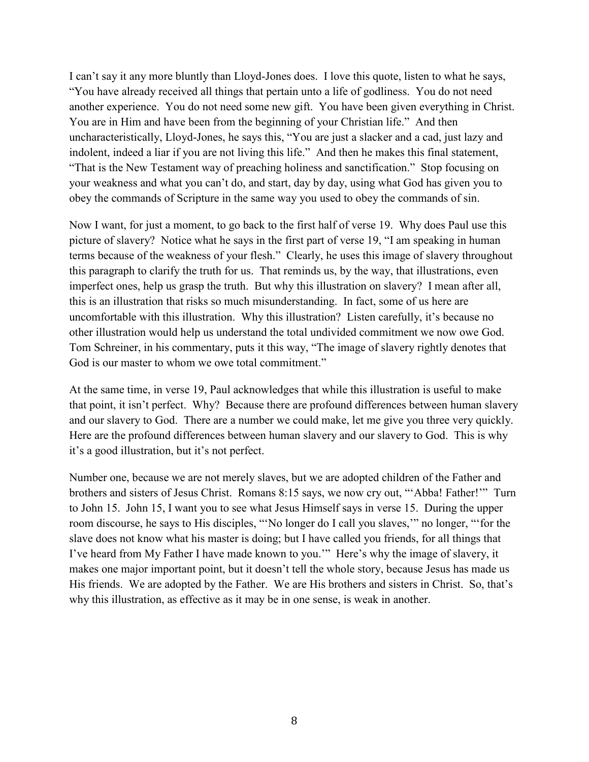I can't say it any more bluntly than Lloyd-Jones does. I love this quote, listen to what he says, "You have already received all things that pertain unto a life of godliness. You do not need another experience. You do not need some new gift. You have been given everything in Christ. You are in Him and have been from the beginning of your Christian life." And then uncharacteristically, Lloyd-Jones, he says this, "You are just a slacker and a cad, just lazy and indolent, indeed a liar if you are not living this life." And then he makes this final statement, "That is the New Testament way of preaching holiness and sanctification." Stop focusing on your weakness and what you can't do, and start, day by day, using what God has given you to obey the commands of Scripture in the same way you used to obey the commands of sin.

Now I want, for just a moment, to go back to the first half of verse 19. Why does Paul use this picture of slavery? Notice what he says in the first part of verse 19, "I am speaking in human terms because of the weakness of your flesh." Clearly, he uses this image of slavery throughout this paragraph to clarify the truth for us. That reminds us, by the way, that illustrations, even imperfect ones, help us grasp the truth. But why this illustration on slavery? I mean after all, this is an illustration that risks so much misunderstanding. In fact, some of us here are uncomfortable with this illustration. Why this illustration? Listen carefully, it's because no other illustration would help us understand the total undivided commitment we now owe God. Tom Schreiner, in his commentary, puts it this way, "The image of slavery rightly denotes that God is our master to whom we owe total commitment."

At the same time, in verse 19, Paul acknowledges that while this illustration is useful to make that point, it isn't perfect. Why? Because there are profound differences between human slavery and our slavery to God. There are a number we could make, let me give you three very quickly. Here are the profound differences between human slavery and our slavery to God. This is why it's a good illustration, but it's not perfect.

Number one, because we are not merely slaves, but we are adopted children of the Father and brothers and sisters of Jesus Christ. Romans 8:15 says, we now cry out, "'Abba! Father!'" Turn to John 15. John 15, I want you to see what Jesus Himself says in verse 15. During the upper room discourse, he says to His disciples, "'No longer do I call you slaves,'" no longer, "'for the slave does not know what his master is doing; but I have called you friends, for all things that I've heard from My Father I have made known to you.'" Here's why the image of slavery, it makes one major important point, but it doesn't tell the whole story, because Jesus has made us His friends. We are adopted by the Father. We are His brothers and sisters in Christ. So, that's why this illustration, as effective as it may be in one sense, is weak in another.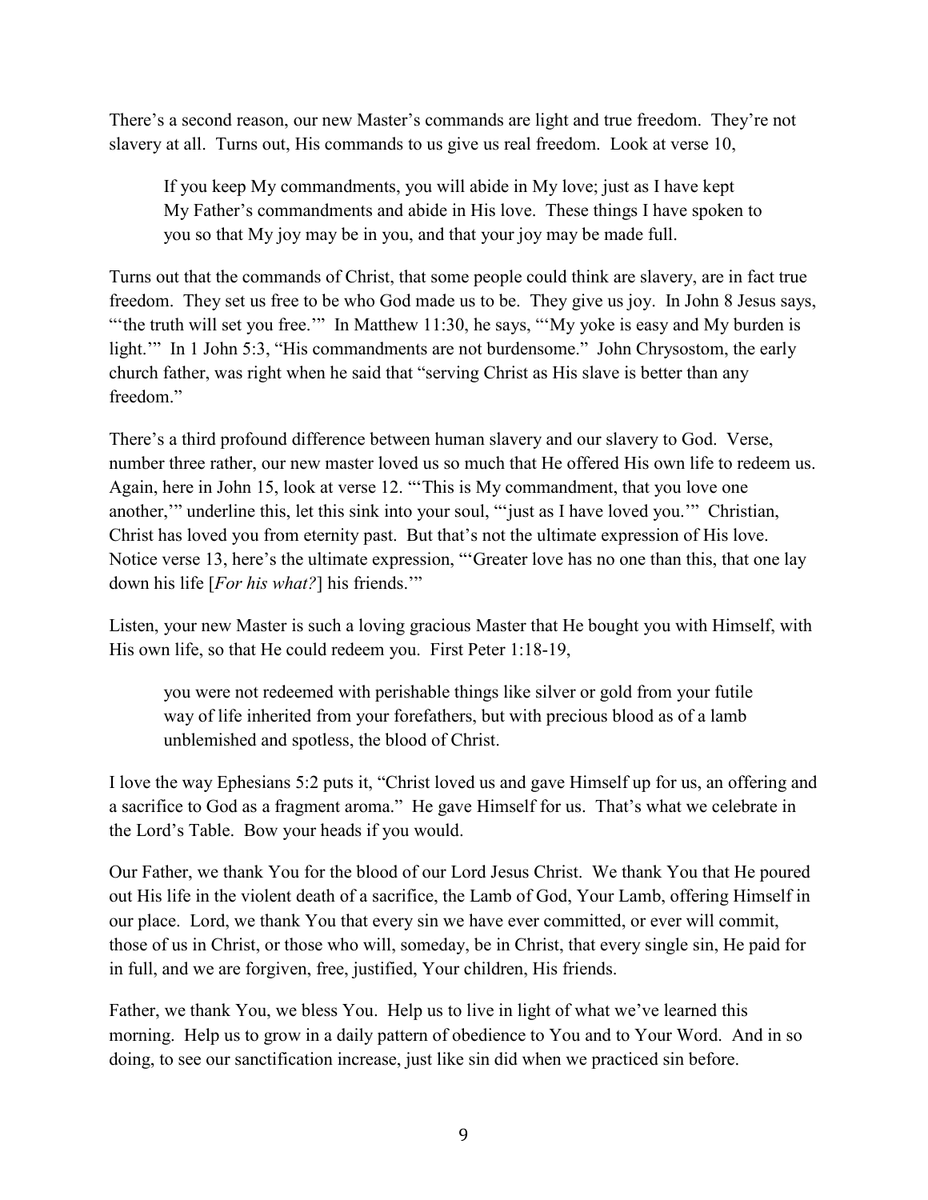There's a second reason, our new Master's commands are light and true freedom. They're not slavery at all. Turns out, His commands to us give us real freedom. Look at verse 10,

> If you keep My commandments, you will abide in My love; just as I have kept My Father's commandments and abide in His love. These things I have spoken to you so that My joy may be in you, and that your joy may be made full.

Turns out that the commands of Christ, that some people could think are slavery, are in fact true freedom. They set us free to be who God made us to be. They give us joy. In John 8 Jesus says, "'the truth will set you free.'" In Matthew 11:30, he says, "'My yoke is easy and My burden is light.'" In 1 John 5:3, "His commandments are not burdensome." John Chrysostom, the early church father, was right when he said that "serving Christ as His slave is better than any freedom."

There's a third profound difference between human slavery and our slavery to God. Verse, number three rather, our new master loved us so much that He offered His own life to redeem us. Again, here in John 15, look at verse 12. "'This is My commandment, that you love one another,'" underline this, let this sink into your soul, "'just as I have loved you.'" Christian, Christ has loved you from eternity past. But that's not the ultimate expression of His love. Notice verse 13, here's the ultimate expression, "'Greater love has no one than this, that one lay down his life [*For his what?*] his friends.'"

Listen, your new Master is such a loving gracious Master that He bought you with Himself, with His own life, so that He could redeem you. First Peter 1:18-19,

> you were not redeemed with perishable things like silver or gold from your futile way of life inherited from your forefathers, but with precious blood as of a lamb unblemished and spotless, the blood of Christ.

I love the way Ephesians 5:2 puts it, "Christ loved us and gave Himself up for us, an offering and a sacrifice to God as a fragment aroma." He gave Himself for us. That's what we celebrate in the Lord's Table. Bow your heads if you would.

Our Father, we thank You for the blood of our Lord Jesus Christ. We thank You that He poured out His life in the violent death of a sacrifice, the Lamb of God, Your Lamb, offering Himself in our place. Lord, we thank You that every sin we have ever committed, or ever will commit, those of us in Christ, or those who will, someday, be in Christ, that every single sin, He paid for in full, and we are forgiven, free, justified, Your children, His friends.

Father, we thank You, we bless You. Help us to live in light of what we've learned this morning. Help us to grow in a daily pattern of obedience to You and to Your Word. And in so doing, to see our sanctification increase, just like sin did when we practiced sin before.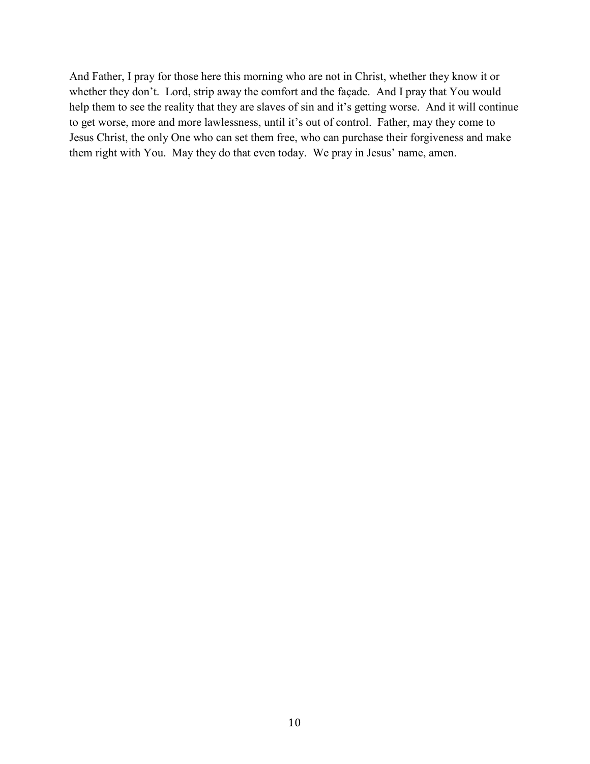And Father, I pray for those here this morning who are not in Christ, whether they know it or whether they don't. Lord, strip away the comfort and the façade. And I pray that You would help them to see the reality that they are slaves of sin and it's getting worse. And it will continue to get worse, more and more lawlessness, until it's out of control. Father, may they come to Jesus Christ, the only One who can set them free, who can purchase their forgiveness and make them right with You. May they do that even today. We pray in Jesus' name, amen.